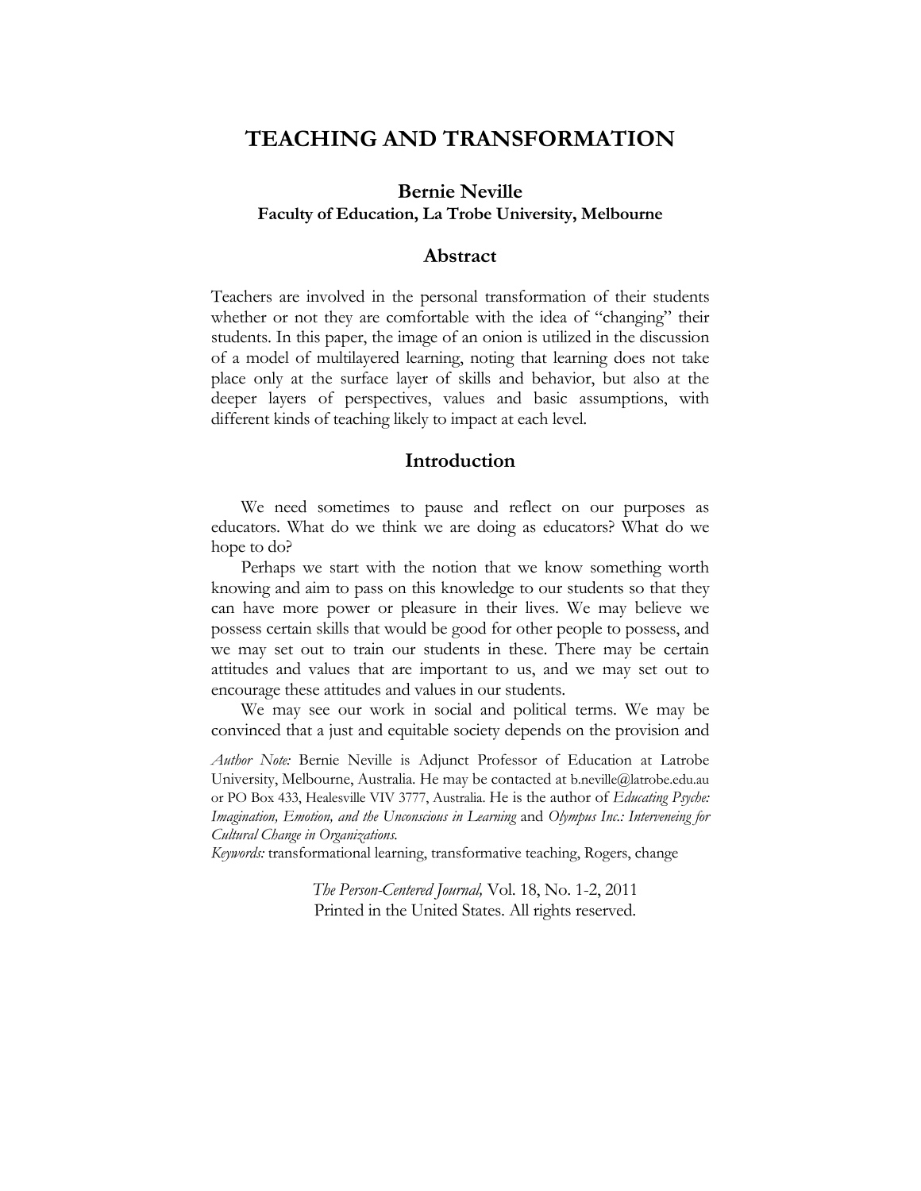# TEACHING AND TRANSFORMATION

**Bernie Neville**
**Faculty of Education, La Trobe University, Melbourne**

## Abstract

Teachers are involved in the personal transformation of their students whether or not they are comfortable with the idea of "changing" their students. In this paper, the image of an onion is utilized in the discussion of a model of multilayered learning, noting that learning does not take place only at the surface layer of skills and behavior, but also at the deeper layers of perspectives, values and basic assumptions, with different kinds of teaching likely to impact at each level.

## Introduction

We need sometimes to pause and reflect on our purposes as educators. What do we think we are doing as educators? What do we hope to do?

Perhaps we start with the notion that we know something worth knowing and aim to pass on this knowledge to our students so that they can have more power or pleasure in their lives. We may believe we possess certain skills that would be good for other people to possess, and we may set out to train our students in these. There may be certain attitudes and values that are important to us, and we may set out to encourage these attitudes and values in our students.

We may see our work in social and political terms. We may be convinced that a just and equitable society depends on the provision and

*Author Note:* Bernie Neville is Adjunct Professor of Education at Latrobe University, Melbourne, Australia. He may be contacted at b.neville@latrobe.edu.au or PO Box 433, Healesville VIV 3777, Australia. He is the author of *Educating Psyche: Imagination, Emotion, and the Unconscious in Learning* and *Olympus Inc.: Interveneing for Cultural Change in Organizations.*

*Keywords:* transformational learning, transformative teaching, Rogers, change

*The Person-Centered Journal,* Vol. 18, No. 1-2, 2011
Printed in the United States. All rights reserved.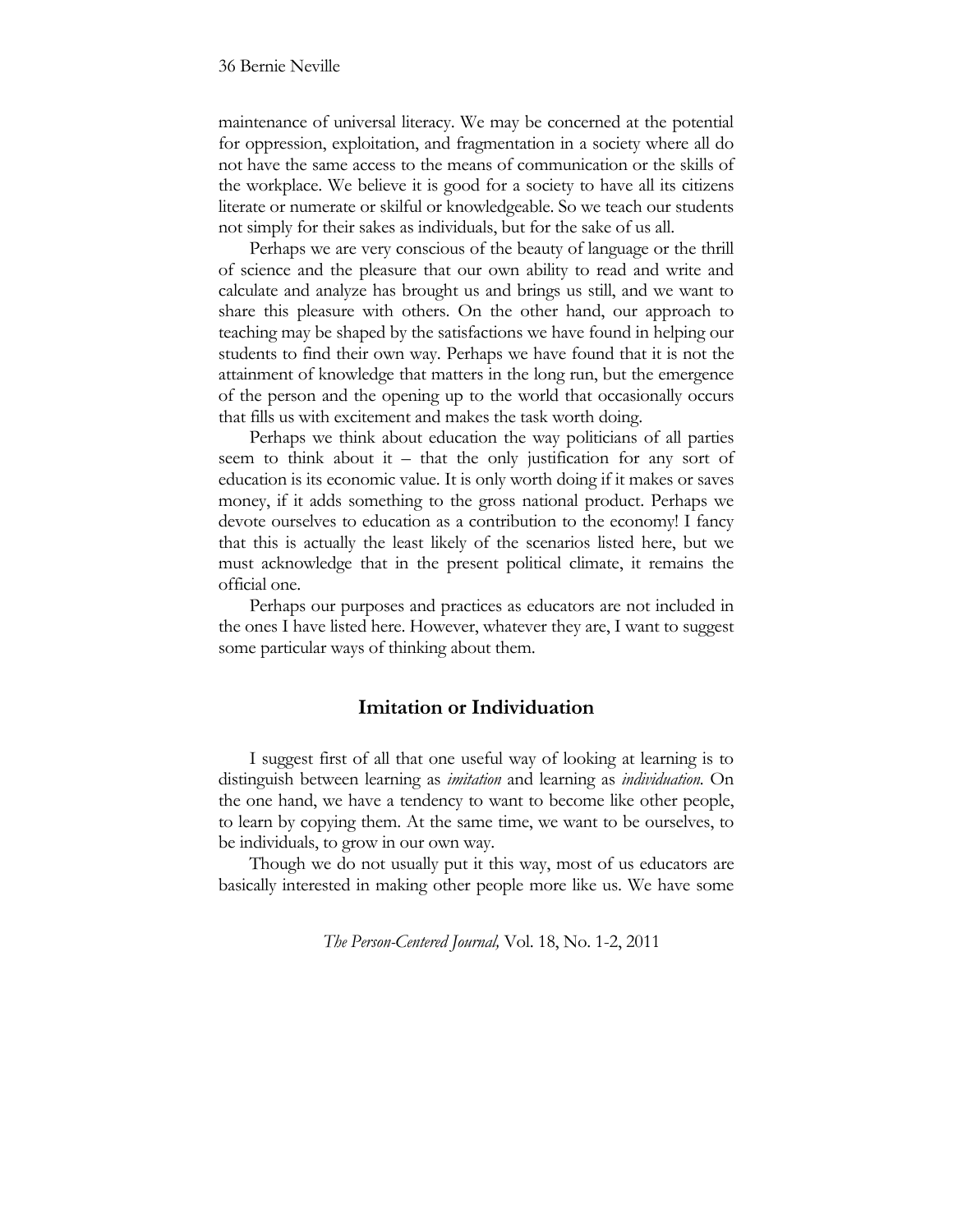maintenance of universal literacy. We may be concerned at the potential for oppression, exploitation, and fragmentation in a society where all do not have the same access to the means of communication or the skills of the workplace. We believe it is good for a society to have all its citizens literate or numerate or skilful or knowledgeable. So we teach our students not simply for their sakes as individuals, but for the sake of us all.

Perhaps we are very conscious of the beauty of language or the thrill of science and the pleasure that our own ability to read and write and calculate and analyze has brought us and brings us still, and we want to share this pleasure with others. On the other hand, our approach to teaching may be shaped by the satisfactions we have found in helping our students to find their own way. Perhaps we have found that it is not the attainment of knowledge that matters in the long run, but the emergence of the person and the opening up to the world that occasionally occurs that fills us with excitement and makes the task worth doing.

Perhaps we think about education the way politicians of all parties seem to think about it – that the only justification for any sort of education is its economic value. It is only worth doing if it makes or saves money, if it adds something to the gross national product. Perhaps we devote ourselves to education as a contribution to the economy! I fancy that this is actually the least likely of the scenarios listed here, but we must acknowledge that in the present political climate, it remains the official one.

Perhaps our purposes and practices as educators are not included in the ones I have listed here. However, whatever they are, I want to suggest some particular ways of thinking about them.

## Imitation or Individuation

I suggest first of all that one useful way of looking at learning is to distinguish between learning as *imitation* and learning as *individuation.* On the one hand, we have a tendency to want to become like other people, to learn by copying them. At the same time, we want to be ourselves, to be individuals, to grow in our own way.

Though we do not usually put it this way, most of us educators are basically interested in making other people more like us. We have some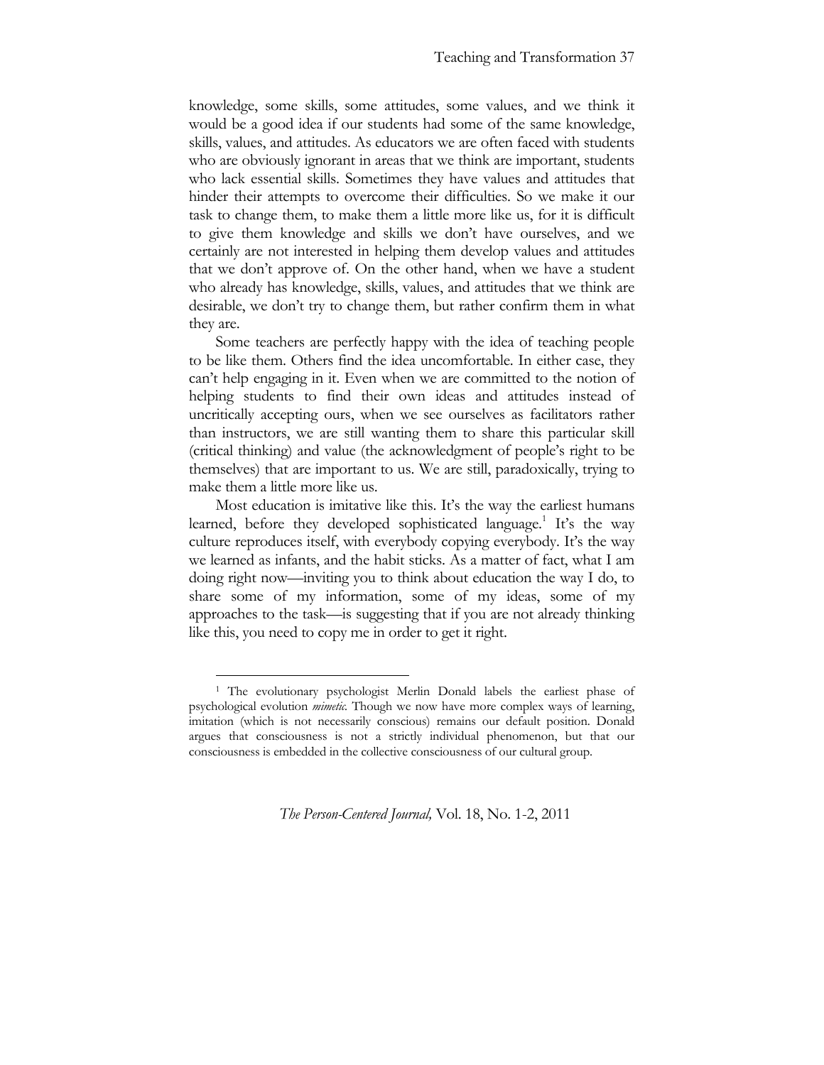knowledge, some skills, some attitudes, some values, and we think it would be a good idea if our students had some of the same knowledge, skills, values, and attitudes. As educators we are often faced with students who are obviously ignorant in areas that we think are important, students who lack essential skills. Sometimes they have values and attitudes that hinder their attempts to overcome their difficulties. So we make it our task to change them, to make them a little more like us, for it is difficult to give them knowledge and skills we don't have ourselves, and we certainly are not interested in helping them develop values and attitudes that we don't approve of. On the other hand, when we have a student who already has knowledge, skills, values, and attitudes that we think are desirable, we don't try to change them, but rather confirm them in what they are.

Some teachers are perfectly happy with the idea of teaching people to be like them. Others find the idea uncomfortable. In either case, they can't help engaging in it. Even when we are committed to the notion of helping students to find their own ideas and attitudes instead of uncritically accepting ours, when we see ourselves as facilitators rather than instructors, we are still wanting them to share this particular skill (critical thinking) and value (the acknowledgment of people's right to be themselves) that are important to us. We are still, paradoxically, trying to make them a little more like us.

Most education is imitative like this. It's the way the earliest humans learned, before they developed sophisticated language.[1] It's the way culture reproduces itself, with everybody copying everybody. It's the way we learned as infants, and the habit sticks. As a matter of fact, what I am doing right now—inviting you to think about education the way I do, to share some of my information, some of my ideas, some of my approaches to the task—is suggesting that if you are not already thinking like this, you need to copy me in order to get it right.

---

[1] The evolutionary psychologist Merlin Donald labels the earliest phase of psychological evolution *mimetic*. Though we now have more complex ways of learning, imitation (which is not necessarily conscious) remains our default position. Donald argues that consciousness is not a strictly individual phenomenon, but that our consciousness is embedded in the collective consciousness of our cultural group.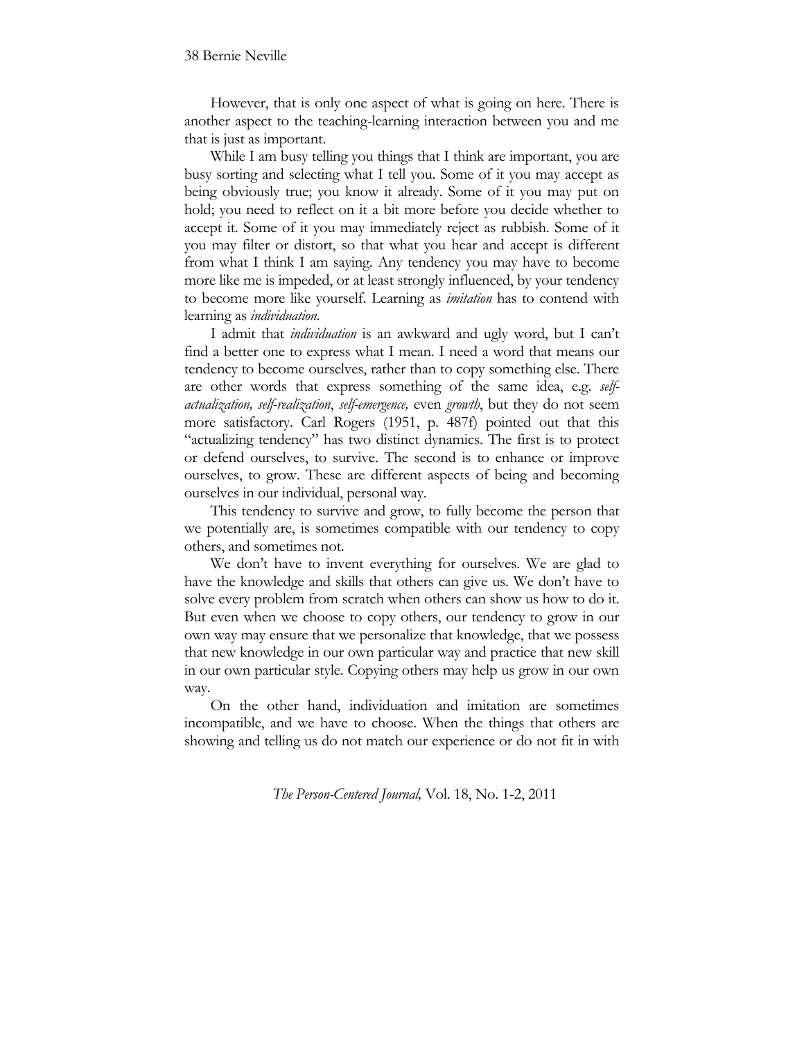However, that is only one aspect of what is going on here. There is another aspect to the teaching-learning interaction between you and me that is just as important.

While I am busy telling you things that I think are important, you are busy sorting and selecting what I tell you. Some of it you may accept as being obviously true; you know it already. Some of it you may put on hold; you need to reflect on it a bit more before you decide whether to accept it. Some of it you may immediately reject as rubbish. Some of it you may filter or distort, so that what you hear and accept is different from what I think I am saying. Any tendency you may have to become more like me is impeded, or at least strongly influenced, by your tendency to become more like yourself. Learning as *imitation* has to contend with learning as *individuation.*

I admit that *individuation* is an awkward and ugly word, but I can't find a better one to express what I mean. I need a word that means our tendency to become ourselves, rather than to copy something else. There are other words that express something of the same idea, e.g. *self-actualization, self-realization*, *self-emergence,* even *growth*, but they do not seem more satisfactory. Carl Rogers (1951, p. 487f) pointed out that this "actualizing tendency" has two distinct dynamics. The first is to protect or defend ourselves, to survive. The second is to enhance or improve ourselves, to grow. These are different aspects of being and becoming ourselves in our individual, personal way.

This tendency to survive and grow, to fully become the person that we potentially are, is sometimes compatible with our tendency to copy others, and sometimes not.

We don't have to invent everything for ourselves. We are glad to have the knowledge and skills that others can give us. We don't have to solve every problem from scratch when others can show us how to do it. But even when we choose to copy others, our tendency to grow in our own way may ensure that we personalize that knowledge, that we possess that new knowledge in our own particular way and practice that new skill in our own particular style. Copying others may help us grow in our own way.

On the other hand, individuation and imitation are sometimes incompatible, and we have to choose. When the things that others are showing and telling us do not match our experience or do not fit in with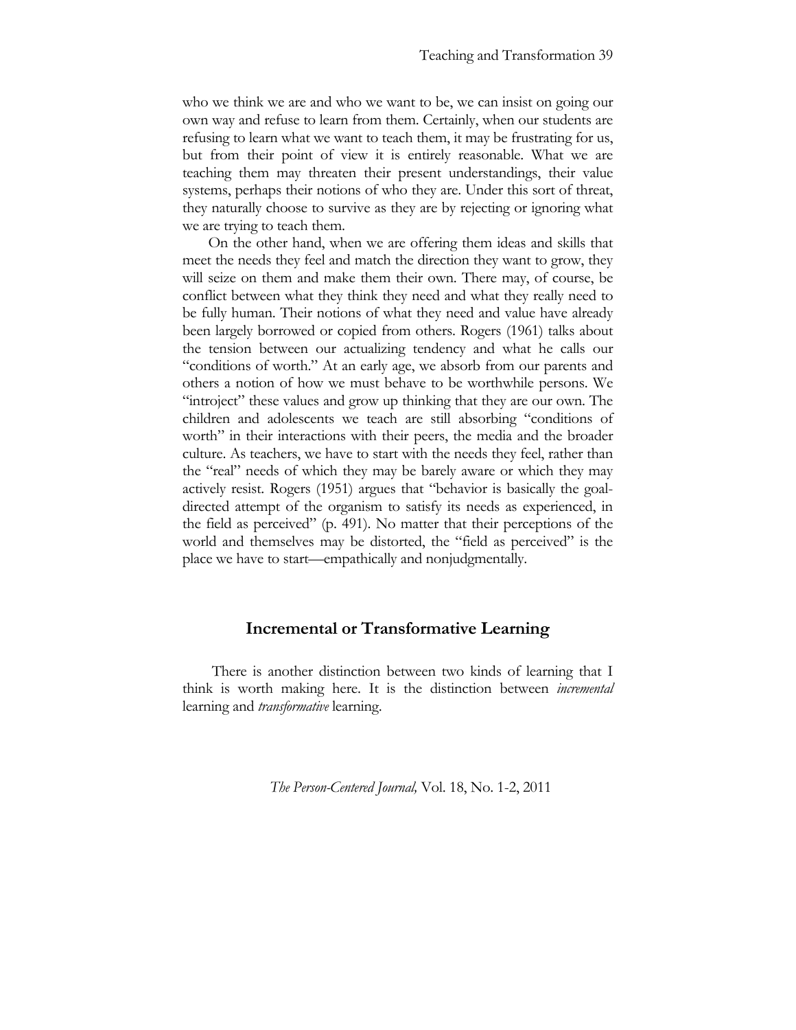who we think we are and who we want to be, we can insist on going our own way and refuse to learn from them. Certainly, when our students are refusing to learn what we want to teach them, it may be frustrating for us, but from their point of view it is entirely reasonable. What we are teaching them may threaten their present understandings, their value systems, perhaps their notions of who they are. Under this sort of threat, they naturally choose to survive as they are by rejecting or ignoring what we are trying to teach them.

On the other hand, when we are offering them ideas and skills that meet the needs they feel and match the direction they want to grow, they will seize on them and make them their own. There may, of course, be conflict between what they think they need and what they really need to be fully human. Their notions of what they need and value have already been largely borrowed or copied from others. Rogers (1961) talks about the tension between our actualizing tendency and what he calls our "conditions of worth." At an early age, we absorb from our parents and others a notion of how we must behave to be worthwhile persons. We "introject" these values and grow up thinking that they are our own. The children and adolescents we teach are still absorbing "conditions of worth" in their interactions with their peers, the media and the broader culture. As teachers, we have to start with the needs they feel, rather than the "real" needs of which they may be barely aware or which they may actively resist. Rogers (1951) argues that "behavior is basically the goal-directed attempt of the organism to satisfy its needs as experienced, in the field as perceived" (p. 491). No matter that their perceptions of the world and themselves may be distorted, the "field as perceived" is the place we have to start—empathically and nonjudgmentally.

## Incremental or Transformative Learning

There is another distinction between two kinds of learning that I think is worth making here. It is the distinction between *incremental* learning and *transformative* learning.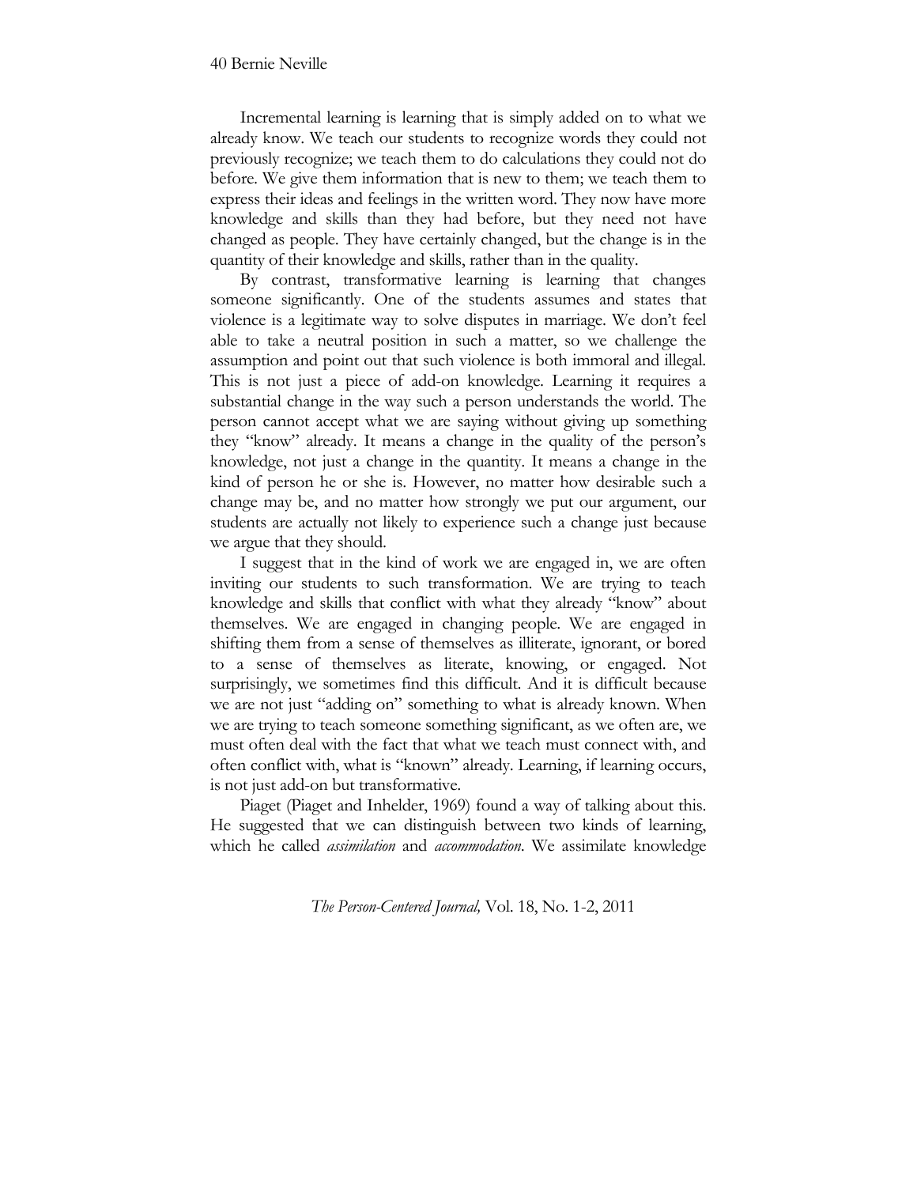Incremental learning is learning that is simply added on to what we already know. We teach our students to recognize words they could not previously recognize; we teach them to do calculations they could not do before. We give them information that is new to them; we teach them to express their ideas and feelings in the written word. They now have more knowledge and skills than they had before, but they need not have changed as people. They have certainly changed, but the change is in the quantity of their knowledge and skills, rather than in the quality.

By contrast, transformative learning is learning that changes someone significantly. One of the students assumes and states that violence is a legitimate way to solve disputes in marriage. We don't feel able to take a neutral position in such a matter, so we challenge the assumption and point out that such violence is both immoral and illegal. This is not just a piece of add-on knowledge. Learning it requires a substantial change in the way such a person understands the world. The person cannot accept what we are saying without giving up something they "know" already. It means a change in the quality of the person's knowledge, not just a change in the quantity. It means a change in the kind of person he or she is. However, no matter how desirable such a change may be, and no matter how strongly we put our argument, our students are actually not likely to experience such a change just because we argue that they should.

I suggest that in the kind of work we are engaged in, we are often inviting our students to such transformation. We are trying to teach knowledge and skills that conflict with what they already "know" about themselves. We are engaged in changing people. We are engaged in shifting them from a sense of themselves as illiterate, ignorant, or bored to a sense of themselves as literate, knowing, or engaged. Not surprisingly, we sometimes find this difficult. And it is difficult because we are not just "adding on" something to what is already known. When we are trying to teach someone something significant, as we often are, we must often deal with the fact that what we teach must connect with, and often conflict with, what is "known" already. Learning, if learning occurs, is not just add-on but transformative.

Piaget (Piaget and Inhelder, 1969) found a way of talking about this. He suggested that we can distinguish between two kinds of learning, which he called *assimilation* and *accommodation*. We assimilate knowledge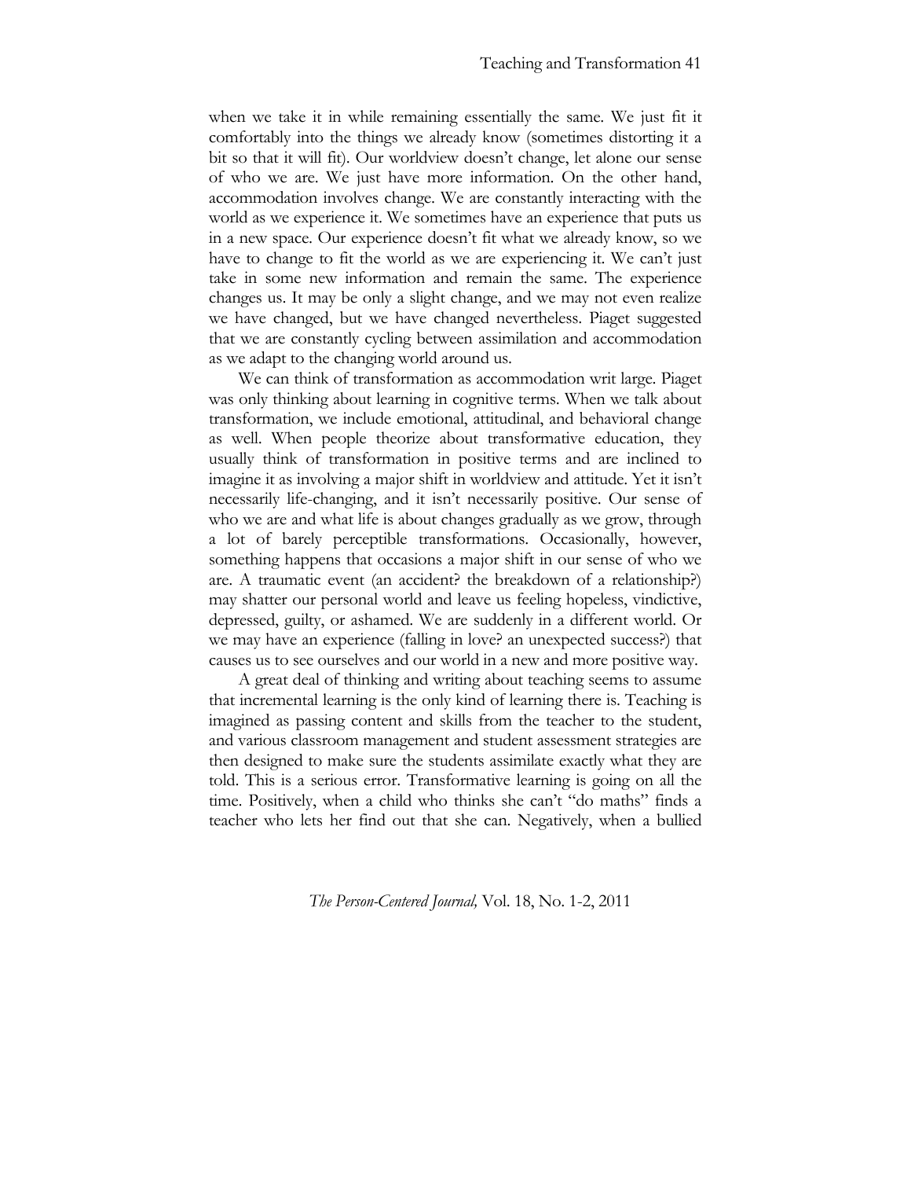when we take it in while remaining essentially the same. We just fit it comfortably into the things we already know (sometimes distorting it a bit so that it will fit). Our worldview doesn't change, let alone our sense of who we are. We just have more information. On the other hand, accommodation involves change. We are constantly interacting with the world as we experience it. We sometimes have an experience that puts us in a new space. Our experience doesn't fit what we already know, so we have to change to fit the world as we are experiencing it. We can't just take in some new information and remain the same. The experience changes us. It may be only a slight change, and we may not even realize we have changed, but we have changed nevertheless. Piaget suggested that we are constantly cycling between assimilation and accommodation as we adapt to the changing world around us.

We can think of transformation as accommodation writ large. Piaget was only thinking about learning in cognitive terms. When we talk about transformation, we include emotional, attitudinal, and behavioral change as well. When people theorize about transformative education, they usually think of transformation in positive terms and are inclined to imagine it as involving a major shift in worldview and attitude. Yet it isn't necessarily life-changing, and it isn't necessarily positive. Our sense of who we are and what life is about changes gradually as we grow, through a lot of barely perceptible transformations. Occasionally, however, something happens that occasions a major shift in our sense of who we are. A traumatic event (an accident? the breakdown of a relationship?) may shatter our personal world and leave us feeling hopeless, vindictive, depressed, guilty, or ashamed. We are suddenly in a different world. Or we may have an experience (falling in love? an unexpected success?) that causes us to see ourselves and our world in a new and more positive way.

A great deal of thinking and writing about teaching seems to assume that incremental learning is the only kind of learning there is. Teaching is imagined as passing content and skills from the teacher to the student, and various classroom management and student assessment strategies are then designed to make sure the students assimilate exactly what they are told. This is a serious error. Transformative learning is going on all the time. Positively, when a child who thinks she can't "do maths" finds a teacher who lets her find out that she can. Negatively, when a bullied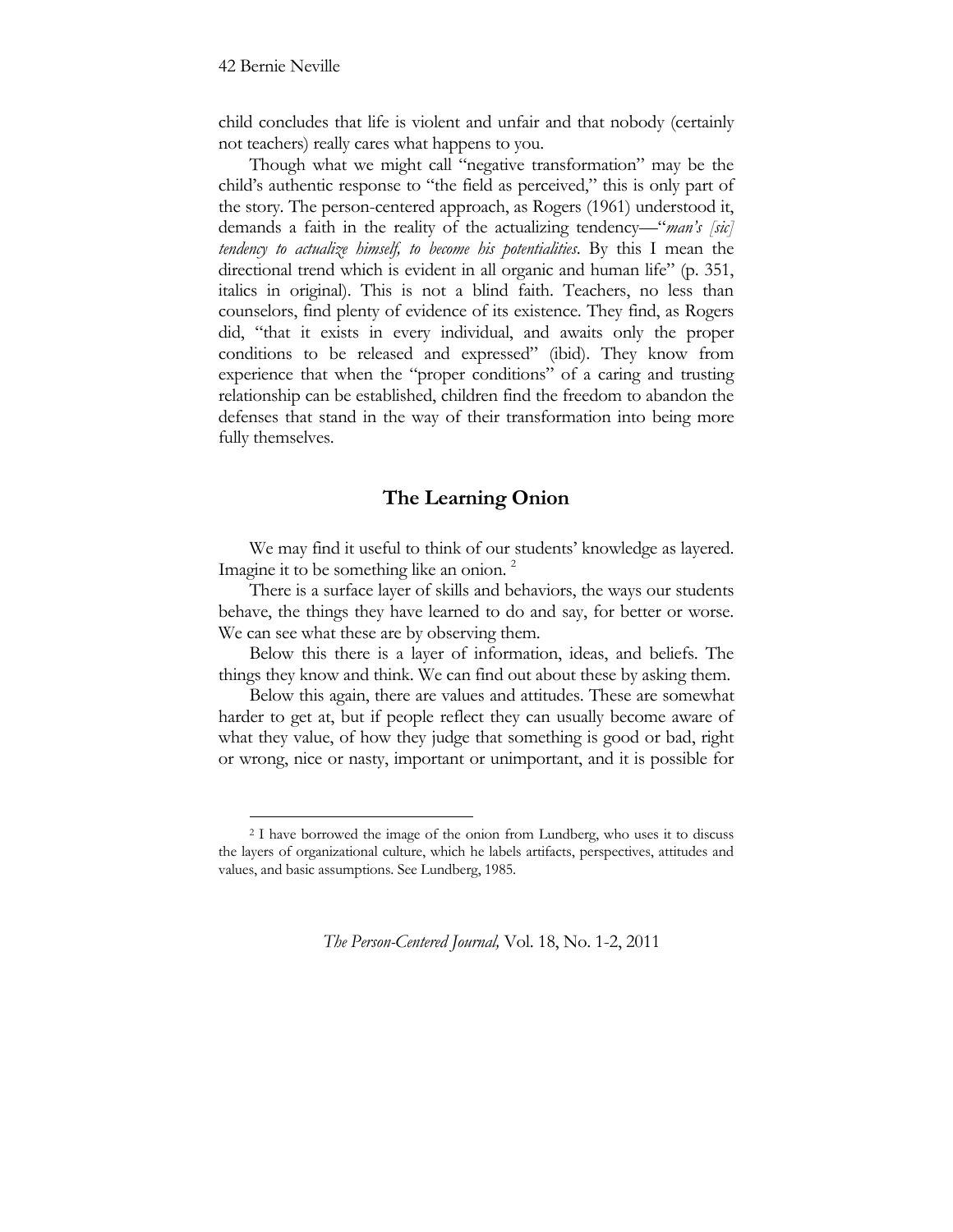child concludes that life is violent and unfair and that nobody (certainly not teachers) really cares what happens to you.

Though what we might call "negative transformation" may be the child's authentic response to "the field as perceived," this is only part of the story. The person-centered approach, as Rogers (1961) understood it, demands a faith in the reality of the actualizing tendency—"*man's [sic] tendency to actualize himself, to become his potentialities*. By this I mean the directional trend which is evident in all organic and human life" (p. 351, italics in original). This is not a blind faith. Teachers, no less than counselors, find plenty of evidence of its existence. They find, as Rogers did, "that it exists in every individual, and awaits only the proper conditions to be released and expressed" (ibid). They know from experience that when the "proper conditions" of a caring and trusting relationship can be established, children find the freedom to abandon the defenses that stand in the way of their transformation into being more fully themselves.

## The Learning Onion

We may find it useful to think of our students' knowledge as layered. Imagine it to be something like an onion. [2]

There is a surface layer of skills and behaviors, the ways our students behave, the things they have learned to do and say, for better or worse. We can see what these are by observing them.

Below this there is a layer of information, ideas, and beliefs. The things they know and think. We can find out about these by asking them.

Below this again, there are values and attitudes. These are somewhat harder to get at, but if people reflect they can usually become aware of what they value, of how they judge that something is good or bad, right or wrong, nice or nasty, important or unimportant, and it is possible for

[2] I have borrowed the image of the onion from Lundberg, who uses it to discuss the layers of organizational culture, which he labels artifacts, perspectives, attitudes and values, and basic assumptions. See Lundberg, 1985.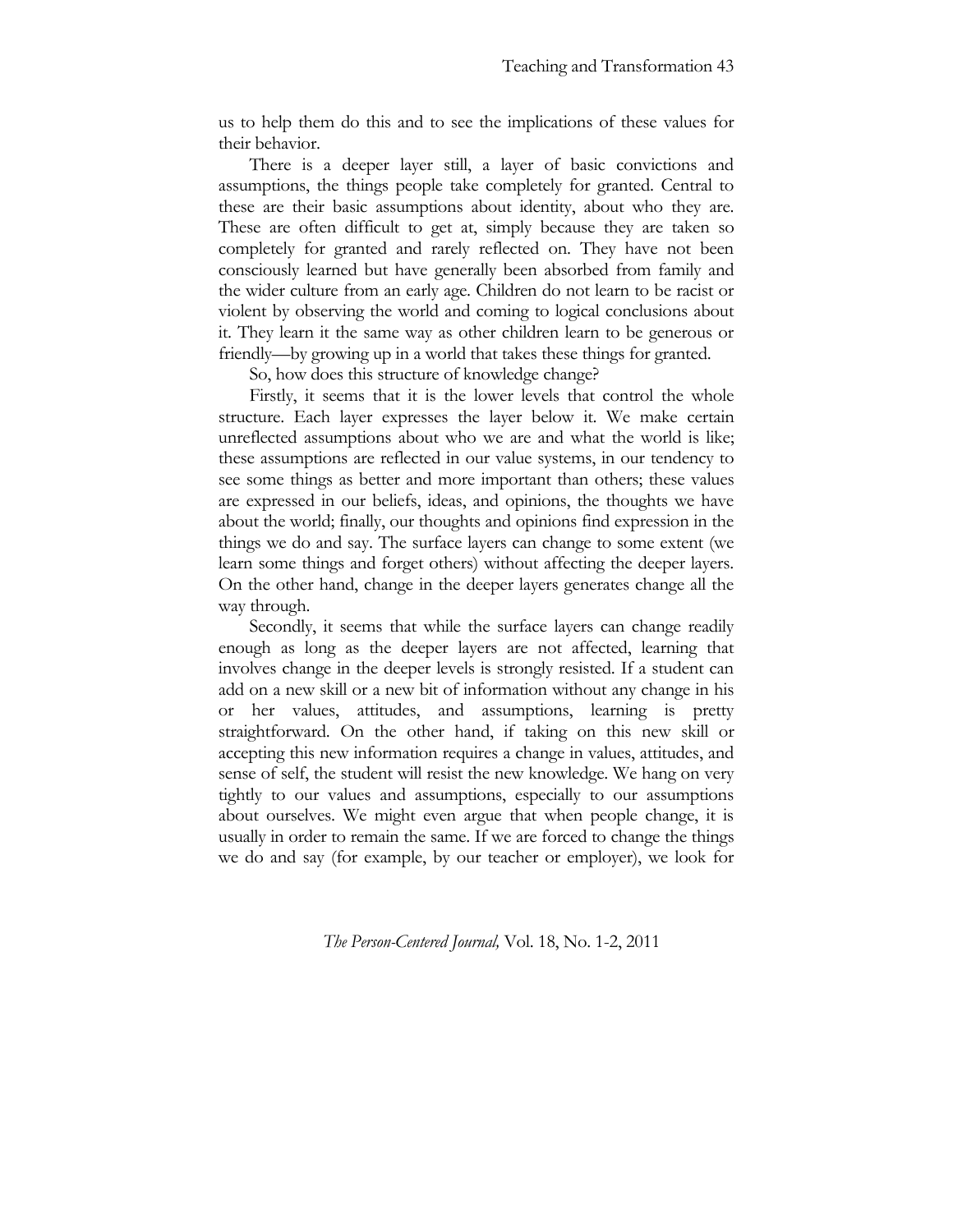us to help them do this and to see the implications of these values for their behavior.

There is a deeper layer still, a layer of basic convictions and assumptions, the things people take completely for granted. Central to these are their basic assumptions about identity, about who they are. These are often difficult to get at, simply because they are taken so completely for granted and rarely reflected on. They have not been consciously learned but have generally been absorbed from family and the wider culture from an early age. Children do not learn to be racist or violent by observing the world and coming to logical conclusions about it. They learn it the same way as other children learn to be generous or friendly—by growing up in a world that takes these things for granted.

So, how does this structure of knowledge change?

Firstly, it seems that it is the lower levels that control the whole structure. Each layer expresses the layer below it. We make certain unreflected assumptions about who we are and what the world is like; these assumptions are reflected in our value systems, in our tendency to see some things as better and more important than others; these values are expressed in our beliefs, ideas, and opinions, the thoughts we have about the world; finally, our thoughts and opinions find expression in the things we do and say. The surface layers can change to some extent (we learn some things and forget others) without affecting the deeper layers. On the other hand, change in the deeper layers generates change all the way through.

Secondly, it seems that while the surface layers can change readily enough as long as the deeper layers are not affected, learning that involves change in the deeper levels is strongly resisted. If a student can add on a new skill or a new bit of information without any change in his or her values, attitudes, and assumptions, learning is pretty straightforward. On the other hand, if taking on this new skill or accepting this new information requires a change in values, attitudes, and sense of self, the student will resist the new knowledge. We hang on very tightly to our values and assumptions, especially to our assumptions about ourselves. We might even argue that when people change, it is usually in order to remain the same. If we are forced to change the things we do and say (for example, by our teacher or employer), we look for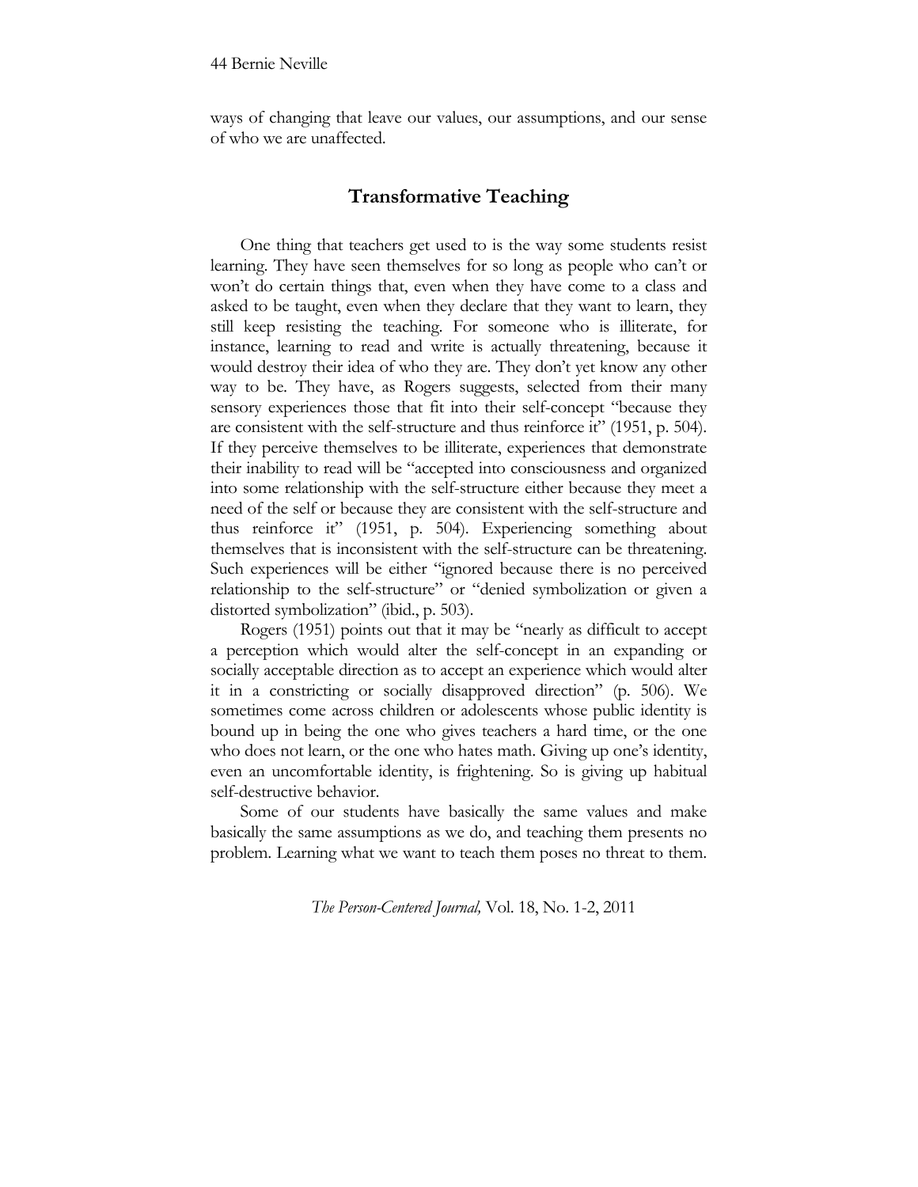ways of changing that leave our values, our assumptions, and our sense of who we are unaffected.

## Transformative Teaching

One thing that teachers get used to is the way some students resist learning. They have seen themselves for so long as people who can't or won't do certain things that, even when they have come to a class and asked to be taught, even when they declare that they want to learn, they still keep resisting the teaching. For someone who is illiterate, for instance, learning to read and write is actually threatening, because it would destroy their idea of who they are. They don't yet know any other way to be. They have, as Rogers suggests, selected from their many sensory experiences those that fit into their self-concept "because they are consistent with the self-structure and thus reinforce it" (1951, p. 504). If they perceive themselves to be illiterate, experiences that demonstrate their inability to read will be "accepted into consciousness and organized into some relationship with the self-structure either because they meet a need of the self or because they are consistent with the self-structure and thus reinforce it" (1951, p. 504). Experiencing something about themselves that is inconsistent with the self-structure can be threatening. Such experiences will be either "ignored because there is no perceived relationship to the self-structure" or "denied symbolization or given a distorted symbolization" (ibid., p. 503).

Rogers (1951) points out that it may be "nearly as difficult to accept a perception which would alter the self-concept in an expanding or socially acceptable direction as to accept an experience which would alter it in a constricting or socially disapproved direction" (p. 506). We sometimes come across children or adolescents whose public identity is bound up in being the one who gives teachers a hard time, or the one who does not learn, or the one who hates math. Giving up one's identity, even an uncomfortable identity, is frightening. So is giving up habitual self-destructive behavior.

Some of our students have basically the same values and make basically the same assumptions as we do, and teaching them presents no problem. Learning what we want to teach them poses no threat to them.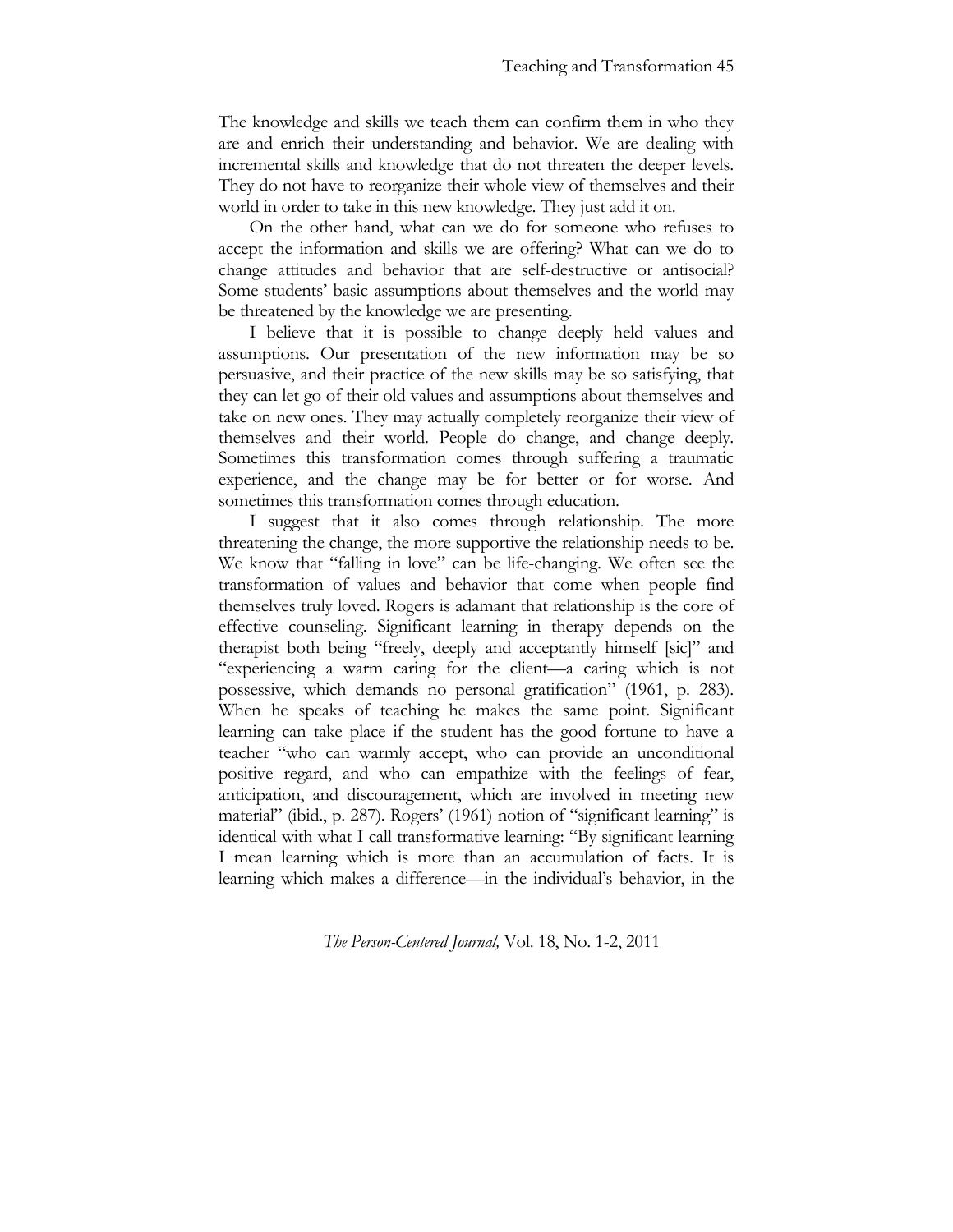The knowledge and skills we teach them can confirm them in who they are and enrich their understanding and behavior. We are dealing with incremental skills and knowledge that do not threaten the deeper levels. They do not have to reorganize their whole view of themselves and their world in order to take in this new knowledge. They just add it on.

On the other hand, what can we do for someone who refuses to accept the information and skills we are offering? What can we do to change attitudes and behavior that are self-destructive or antisocial? Some students' basic assumptions about themselves and the world may be threatened by the knowledge we are presenting.

I believe that it is possible to change deeply held values and assumptions. Our presentation of the new information may be so persuasive, and their practice of the new skills may be so satisfying, that they can let go of their old values and assumptions about themselves and take on new ones. They may actually completely reorganize their view of themselves and their world. People do change, and change deeply. Sometimes this transformation comes through suffering a traumatic experience, and the change may be for better or for worse. And sometimes this transformation comes through education.

I suggest that it also comes through relationship. The more threatening the change, the more supportive the relationship needs to be. We know that "falling in love" can be life-changing. We often see the transformation of values and behavior that come when people find themselves truly loved. Rogers is adamant that relationship is the core of effective counseling. Significant learning in therapy depends on the therapist both being "freely, deeply and acceptantly himself [sic]" and "experiencing a warm caring for the client—a caring which is not possessive, which demands no personal gratification" (1961, p. 283). When he speaks of teaching he makes the same point. Significant learning can take place if the student has the good fortune to have a teacher "who can warmly accept, who can provide an unconditional positive regard, and who can empathize with the feelings of fear, anticipation, and discouragement, which are involved in meeting new material" (ibid., p. 287). Rogers' (1961) notion of "significant learning" is identical with what I call transformative learning: "By significant learning I mean learning which is more than an accumulation of facts. It is learning which makes a difference—in the individual's behavior, in the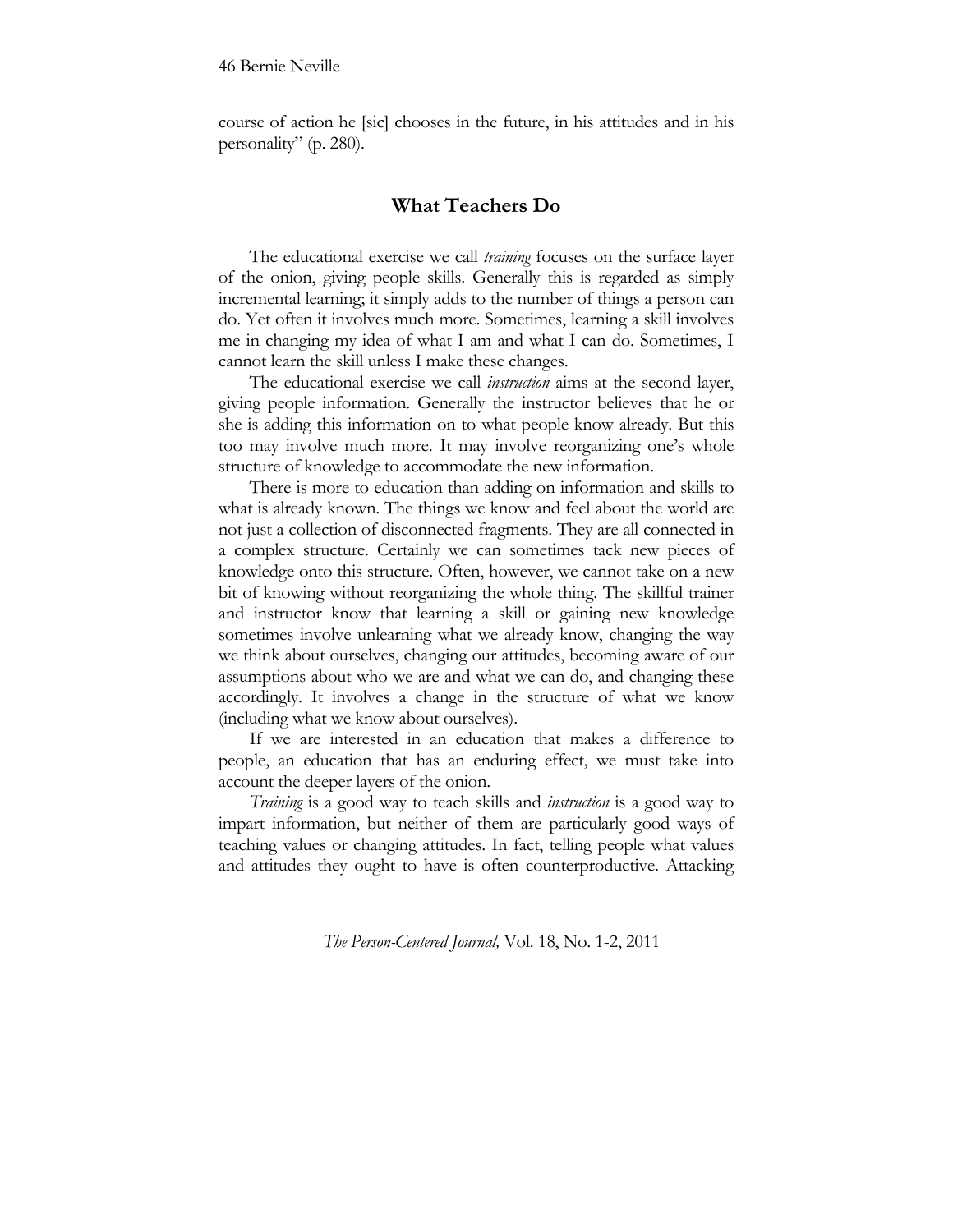course of action he [sic] chooses in the future, in his attitudes and in his personality" (p. 280).

## What Teachers Do

The educational exercise we call *training* focuses on the surface layer of the onion, giving people skills. Generally this is regarded as simply incremental learning; it simply adds to the number of things a person can do. Yet often it involves much more. Sometimes, learning a skill involves me in changing my idea of what I am and what I can do. Sometimes, I cannot learn the skill unless I make these changes.

The educational exercise we call *instruction* aims at the second layer, giving people information. Generally the instructor believes that he or she is adding this information on to what people know already. But this too may involve much more. It may involve reorganizing one's whole structure of knowledge to accommodate the new information.

There is more to education than adding on information and skills to what is already known. The things we know and feel about the world are not just a collection of disconnected fragments. They are all connected in a complex structure. Certainly we can sometimes tack new pieces of knowledge onto this structure. Often, however, we cannot take on a new bit of knowing without reorganizing the whole thing. The skillful trainer and instructor know that learning a skill or gaining new knowledge sometimes involve unlearning what we already know, changing the way we think about ourselves, changing our attitudes, becoming aware of our assumptions about who we are and what we can do, and changing these accordingly. It involves a change in the structure of what we know (including what we know about ourselves).

If we are interested in an education that makes a difference to people, an education that has an enduring effect, we must take into account the deeper layers of the onion.

*Training* is a good way to teach skills and *instruction* is a good way to impart information, but neither of them are particularly good ways of teaching values or changing attitudes. In fact, telling people what values and attitudes they ought to have is often counterproductive. Attacking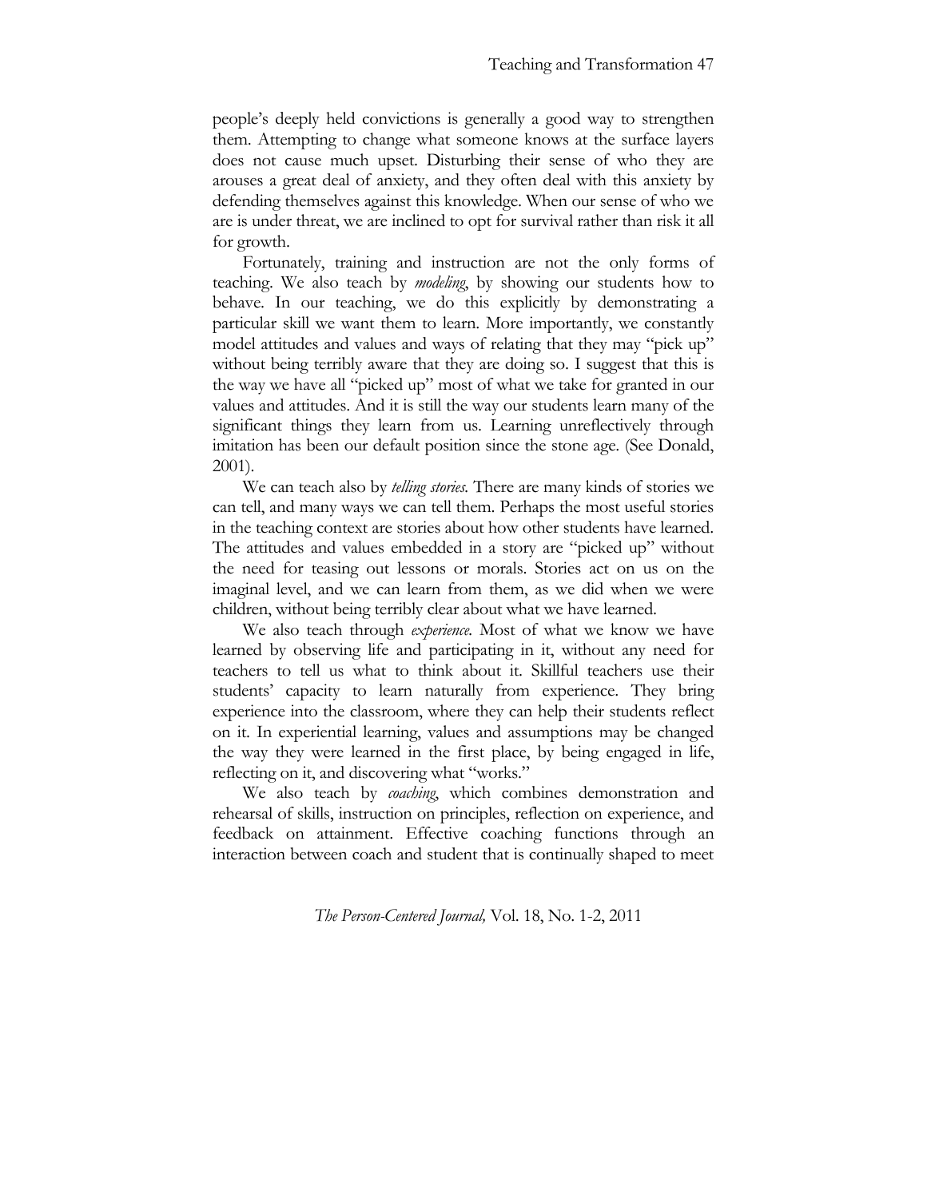people's deeply held convictions is generally a good way to strengthen them. Attempting to change what someone knows at the surface layers does not cause much upset. Disturbing their sense of who they are arouses a great deal of anxiety, and they often deal with this anxiety by defending themselves against this knowledge. When our sense of who we are is under threat, we are inclined to opt for survival rather than risk it all for growth.

Fortunately, training and instruction are not the only forms of teaching. We also teach by *modeling*, by showing our students how to behave. In our teaching, we do this explicitly by demonstrating a particular skill we want them to learn. More importantly, we constantly model attitudes and values and ways of relating that they may "pick up" without being terribly aware that they are doing so. I suggest that this is the way we have all "picked up" most of what we take for granted in our values and attitudes. And it is still the way our students learn many of the significant things they learn from us. Learning unreflectively through imitation has been our default position since the stone age. (See Donald, 2001).

We can teach also by *telling stories.* There are many kinds of stories we can tell, and many ways we can tell them. Perhaps the most useful stories in the teaching context are stories about how other students have learned. The attitudes and values embedded in a story are "picked up" without the need for teasing out lessons or morals. Stories act on us on the imaginal level, and we can learn from them, as we did when we were children, without being terribly clear about what we have learned.

We also teach through *experience.* Most of what we know we have learned by observing life and participating in it, without any need for teachers to tell us what to think about it. Skillful teachers use their students' capacity to learn naturally from experience. They bring experience into the classroom, where they can help their students reflect on it. In experiential learning, values and assumptions may be changed the way they were learned in the first place, by being engaged in life, reflecting on it, and discovering what "works."

We also teach by *coaching*, which combines demonstration and rehearsal of skills, instruction on principles, reflection on experience, and feedback on attainment. Effective coaching functions through an interaction between coach and student that is continually shaped to meet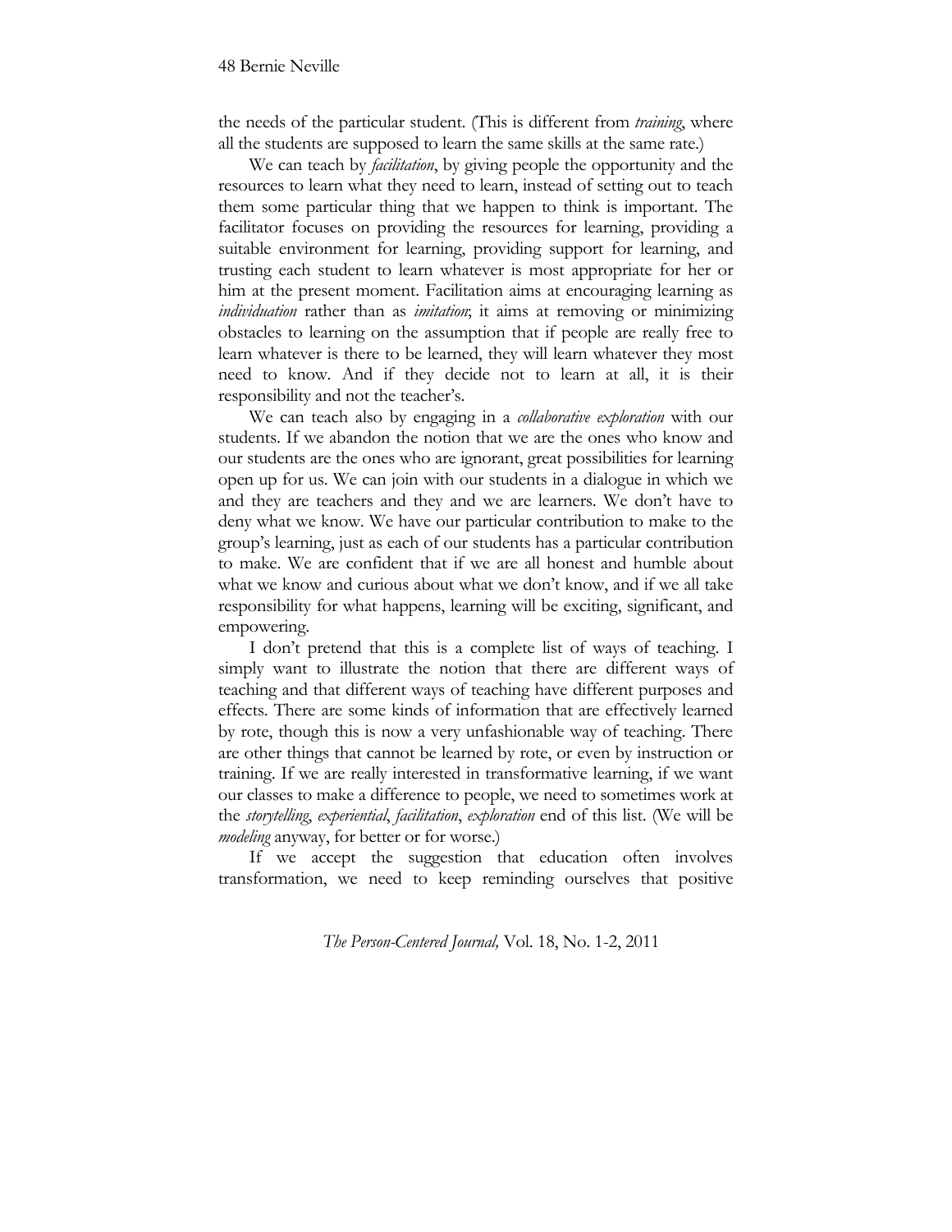the needs of the particular student. (This is different from *training*, where all the students are supposed to learn the same skills at the same rate.)

We can teach by *facilitation*, by giving people the opportunity and the resources to learn what they need to learn, instead of setting out to teach them some particular thing that we happen to think is important. The facilitator focuses on providing the resources for learning, providing a suitable environment for learning, providing support for learning, and trusting each student to learn whatever is most appropriate for her or him at the present moment. Facilitation aims at encouraging learning as *individuation* rather than as *imitation*; it aims at removing or minimizing obstacles to learning on the assumption that if people are really free to learn whatever is there to be learned, they will learn whatever they most need to know. And if they decide not to learn at all, it is their responsibility and not the teacher's.

We can teach also by engaging in a *collaborative exploration* with our students. If we abandon the notion that we are the ones who know and our students are the ones who are ignorant, great possibilities for learning open up for us. We can join with our students in a dialogue in which we and they are teachers and they and we are learners. We don't have to deny what we know. We have our particular contribution to make to the group's learning, just as each of our students has a particular contribution to make. We are confident that if we are all honest and humble about what we know and curious about what we don't know, and if we all take responsibility for what happens, learning will be exciting, significant, and empowering.

I don't pretend that this is a complete list of ways of teaching. I simply want to illustrate the notion that there are different ways of teaching and that different ways of teaching have different purposes and effects. There are some kinds of information that are effectively learned by rote, though this is now a very unfashionable way of teaching. There are other things that cannot be learned by rote, or even by instruction or training. If we are really interested in transformative learning, if we want our classes to make a difference to people, we need to sometimes work at the *storytelling*, *experiential*, *facilitation*, *exploration* end of this list. (We will be *modeling* anyway, for better or for worse.)

If we accept the suggestion that education often involves transformation, we need to keep reminding ourselves that positive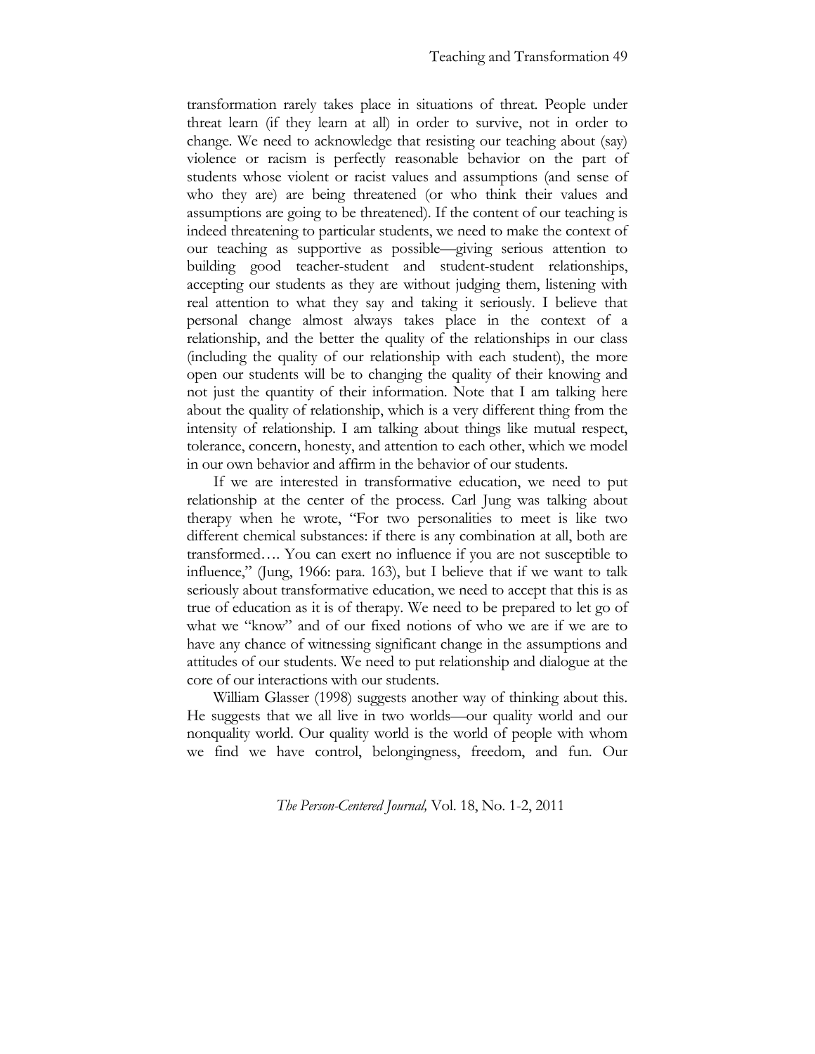transformation rarely takes place in situations of threat. People under threat learn (if they learn at all) in order to survive, not in order to change. We need to acknowledge that resisting our teaching about (say) violence or racism is perfectly reasonable behavior on the part of students whose violent or racist values and assumptions (and sense of who they are) are being threatened (or who think their values and assumptions are going to be threatened). If the content of our teaching is indeed threatening to particular students, we need to make the context of our teaching as supportive as possible—giving serious attention to building good teacher-student and student-student relationships, accepting our students as they are without judging them, listening with real attention to what they say and taking it seriously. I believe that personal change almost always takes place in the context of a relationship, and the better the quality of the relationships in our class (including the quality of our relationship with each student), the more open our students will be to changing the quality of their knowing and not just the quantity of their information. Note that I am talking here about the quality of relationship, which is a very different thing from the intensity of relationship. I am talking about things like mutual respect, tolerance, concern, honesty, and attention to each other, which we model in our own behavior and affirm in the behavior of our students.

If we are interested in transformative education, we need to put relationship at the center of the process. Carl Jung was talking about therapy when he wrote, "For two personalities to meet is like two different chemical substances: if there is any combination at all, both are transformed…. You can exert no influence if you are not susceptible to influence," (Jung, 1966: para. 163), but I believe that if we want to talk seriously about transformative education, we need to accept that this is as true of education as it is of therapy. We need to be prepared to let go of what we "know" and of our fixed notions of who we are if we are to have any chance of witnessing significant change in the assumptions and attitudes of our students. We need to put relationship and dialogue at the core of our interactions with our students.

William Glasser (1998) suggests another way of thinking about this. He suggests that we all live in two worlds—our quality world and our nonquality world. Our quality world is the world of people with whom we find we have control, belongingness, freedom, and fun. Our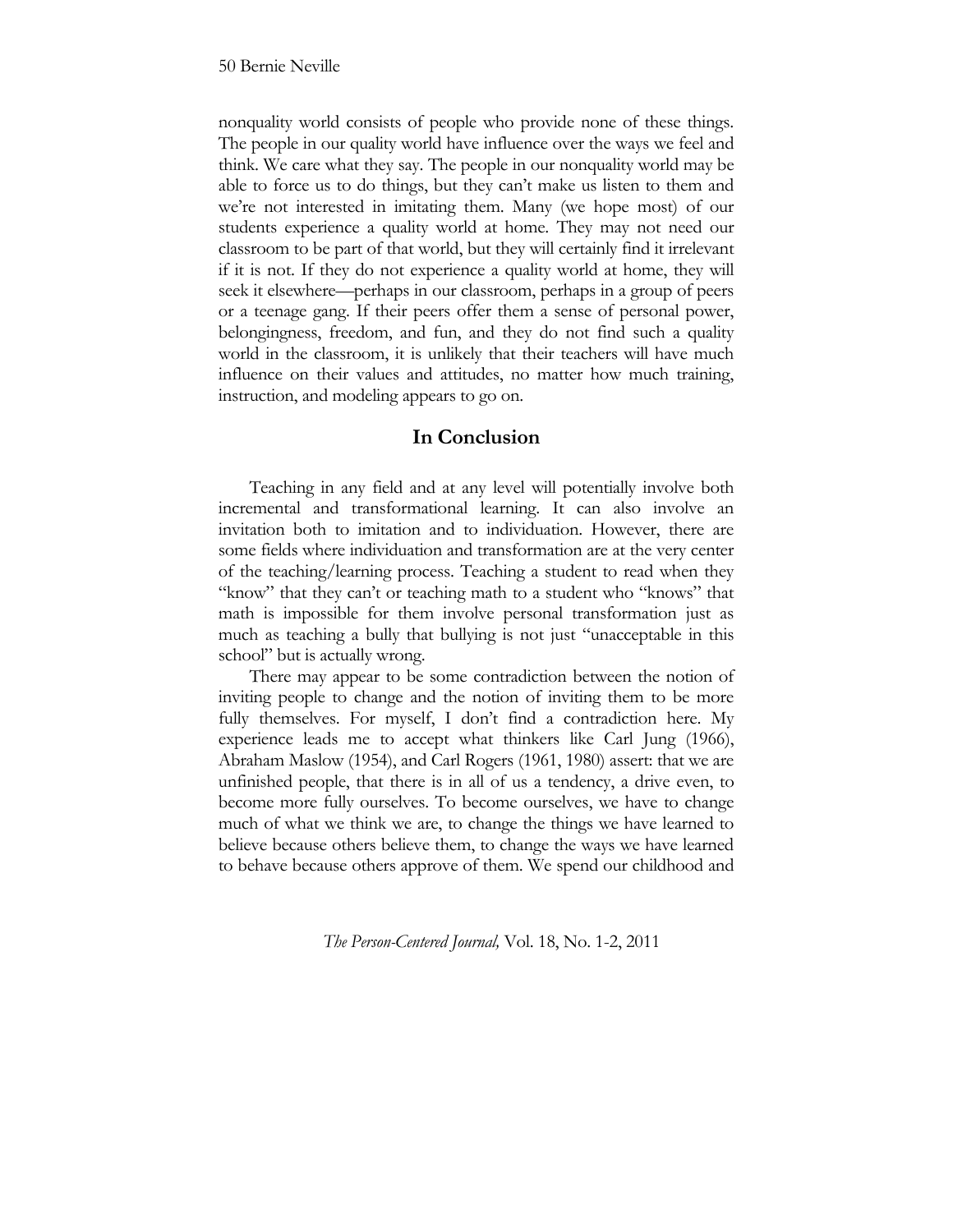nonquality world consists of people who provide none of these things. The people in our quality world have influence over the ways we feel and think. We care what they say. The people in our nonquality world may be able to force us to do things, but they can't make us listen to them and we're not interested in imitating them. Many (we hope most) of our students experience a quality world at home. They may not need our classroom to be part of that world, but they will certainly find it irrelevant if it is not. If they do not experience a quality world at home, they will seek it elsewhere—perhaps in our classroom, perhaps in a group of peers or a teenage gang. If their peers offer them a sense of personal power, belongingness, freedom, and fun, and they do not find such a quality world in the classroom, it is unlikely that their teachers will have much influence on their values and attitudes, no matter how much training, instruction, and modeling appears to go on.

## In Conclusion

Teaching in any field and at any level will potentially involve both incremental and transformational learning. It can also involve an invitation both to imitation and to individuation. However, there are some fields where individuation and transformation are at the very center of the teaching/learning process. Teaching a student to read when they "know" that they can't or teaching math to a student who "knows" that math is impossible for them involve personal transformation just as much as teaching a bully that bullying is not just "unacceptable in this school" but is actually wrong.

There may appear to be some contradiction between the notion of inviting people to change and the notion of inviting them to be more fully themselves. For myself, I don't find a contradiction here. My experience leads me to accept what thinkers like Carl Jung (1966), Abraham Maslow (1954), and Carl Rogers (1961, 1980) assert: that we are unfinished people, that there is in all of us a tendency, a drive even, to become more fully ourselves. To become ourselves, we have to change much of what we think we are, to change the things we have learned to believe because others believe them, to change the ways we have learned to behave because others approve of them. We spend our childhood and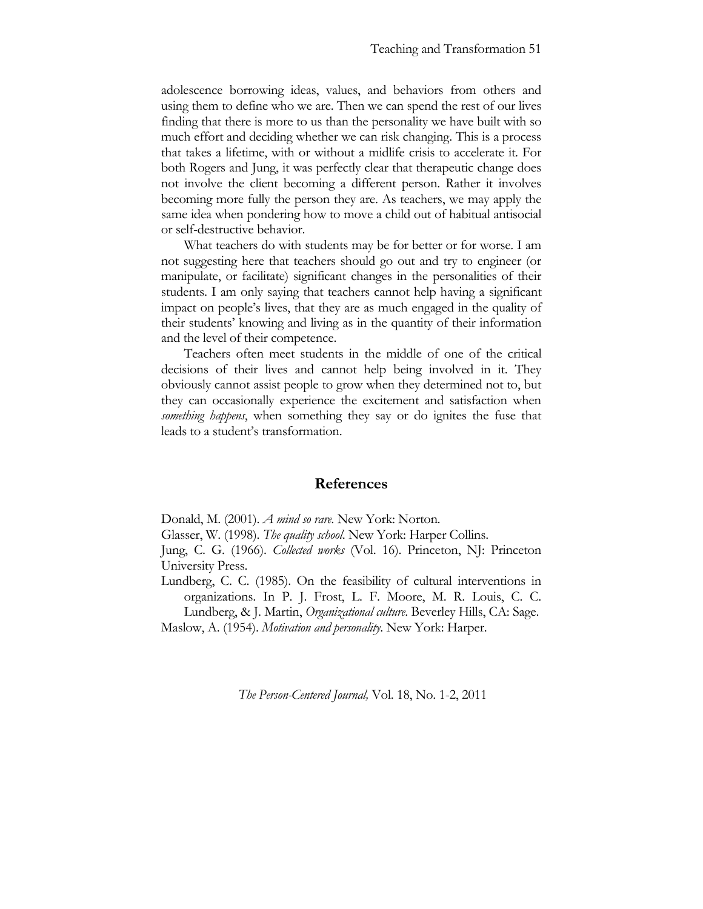adolescence borrowing ideas, values, and behaviors from others and using them to define who we are. Then we can spend the rest of our lives finding that there is more to us than the personality we have built with so much effort and deciding whether we can risk changing. This is a process that takes a lifetime, with or without a midlife crisis to accelerate it. For both Rogers and Jung, it was perfectly clear that therapeutic change does not involve the client becoming a different person. Rather it involves becoming more fully the person they are. As teachers, we may apply the same idea when pondering how to move a child out of habitual antisocial or self-destructive behavior.

What teachers do with students may be for better or for worse. I am not suggesting here that teachers should go out and try to engineer (or manipulate, or facilitate) significant changes in the personalities of their students. I am only saying that teachers cannot help having a significant impact on people's lives, that they are as much engaged in the quality of their students' knowing and living as in the quantity of their information and the level of their competence.

Teachers often meet students in the middle of one of the critical decisions of their lives and cannot help being involved in it. They obviously cannot assist people to grow when they determined not to, but they can occasionally experience the excitement and satisfaction when *something happens*, when something they say or do ignites the fuse that leads to a student's transformation.

## References

Donald, M. (2001). *A mind so rare*. New York: Norton.

Glasser, W. (1998). *The quality school*. New York: Harper Collins.

Jung, C. G. (1966). *Collected works* (Vol. 16). Princeton, NJ: Princeton University Press.

Lundberg, C. C. (1985). On the feasibility of cultural interventions in organizations. In P. J. Frost, L. F. Moore, M. R. Louis, C. C. Lundberg, & J. Martin, *Organizational culture*. Beverley Hills, CA: Sage.

Maslow, A. (1954). *Motivation and personality*. New York: Harper.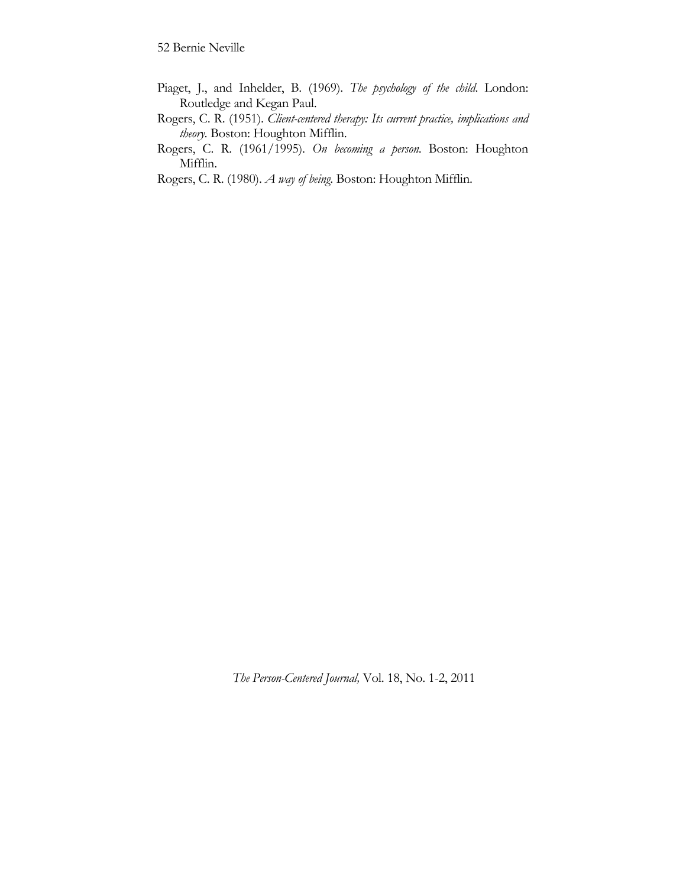Piaget, J., and Inhelder, B. (1969). *The psychology of the child*. London: Routledge and Kegan Paul.

Rogers, C. R. (1951). *Client-centered therapy: Its current practice, implications and theory*. Boston: Houghton Mifflin.

Rogers, C. R. (1961/1995). *On becoming a person*. Boston: Houghton Mifflin.

Rogers, C. R. (1980). *A way of being*. Boston: Houghton Mifflin.